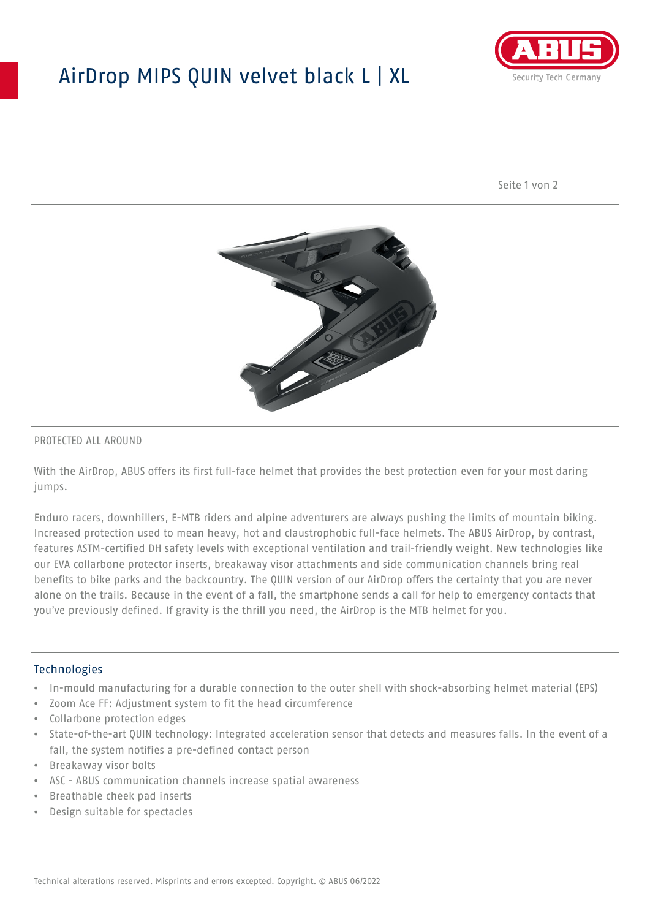# AirDrop MIPS QUIN velvet black L | XL

PROTECTED ALL AROUND

With the AirDrop, ABUS offers its first full-face helmet that provides the best protection even for your most daring jumps.

Enduro racers, downhillers, E-MTB riders and alpine adventurers are always pushing the limits of mountain biking. Increased protection used to mean heavy, hot and claustrophobic full-face helmets. The ABUS AirDrop, by contrast, features ASTM-certified DH safety levels with exceptional ventilation and trail-friendly weight. New technologies like our EVA collarbone protector inserts, breakaway visor attachments and side communication channels bring real benefits to bike parks and the backcountry. The QUIN version of our AirDrop offers the certainty that you are never alone on the trails. Because in the event of a fall, the smartphone sends a call for help to emergency contacts that you've previously defined. If gravity is the thrill you need, the AirDrop is the MTB helmet for you.

## Technologies

- In-mould manufacturing for a durable connection to the outer shell with shock-absorbing helmet material (EPS)
- Zoom Ace FF: Adjustment system to fit the head circumference
- Collarbone protection edges
- State-of-the-art QUIN technology: Integrated acceleration sensor that detects and measures falls. In the event of a fall, the system notifies a pre-defined contact person
- Breakaway visor bolts
- ASC - ABUS communication channels increase spatial awareness
- Breathable cheek pad inserts
- Design suitable for spectacles

Technical alterations reserved. Misprints and errors excepted. Copyright. © ABUS 06/2022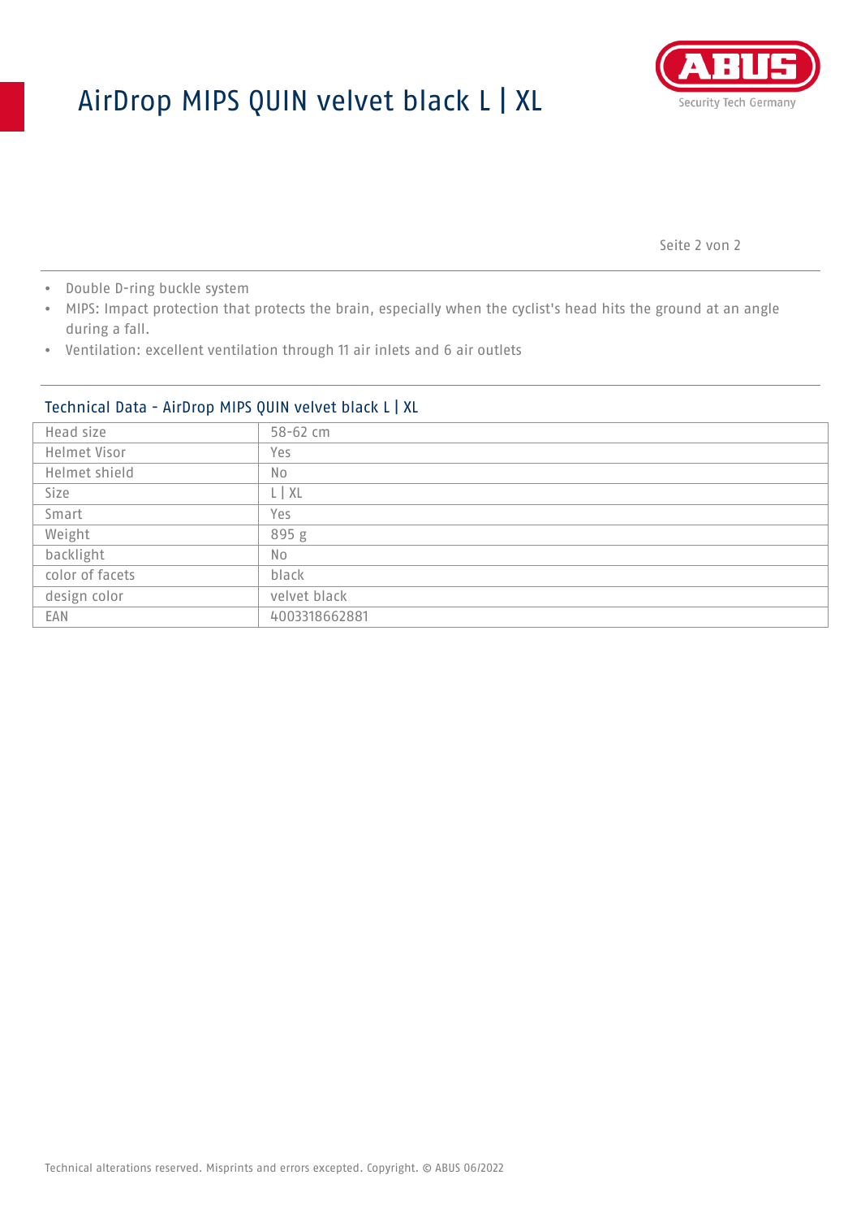- Double D-ring buckle system
- MIPS: Impact protection that protects the brain, especially when the cyclist's head hits the ground at an angle during a fall.
- Ventilation: excellent ventilation through 11 air inlets and 6 air outlets

## Technical Data - AirDrop MIPS QUIN velvet black L | XL

| | |
|---|---|
| Head size | 58-62 cm |
| Helmet Visor | Yes |
| Helmet shield | No |
| Size | L \| XL |
| Smart | Yes |
| Weight | 895 g |
| backlight | No |
| color of facets | black |
| design color | velvet black |
| EAN | 4003318662881 |

Technical alterations reserved. Misprints and errors excepted. Copyright. © ABUS 06/2022